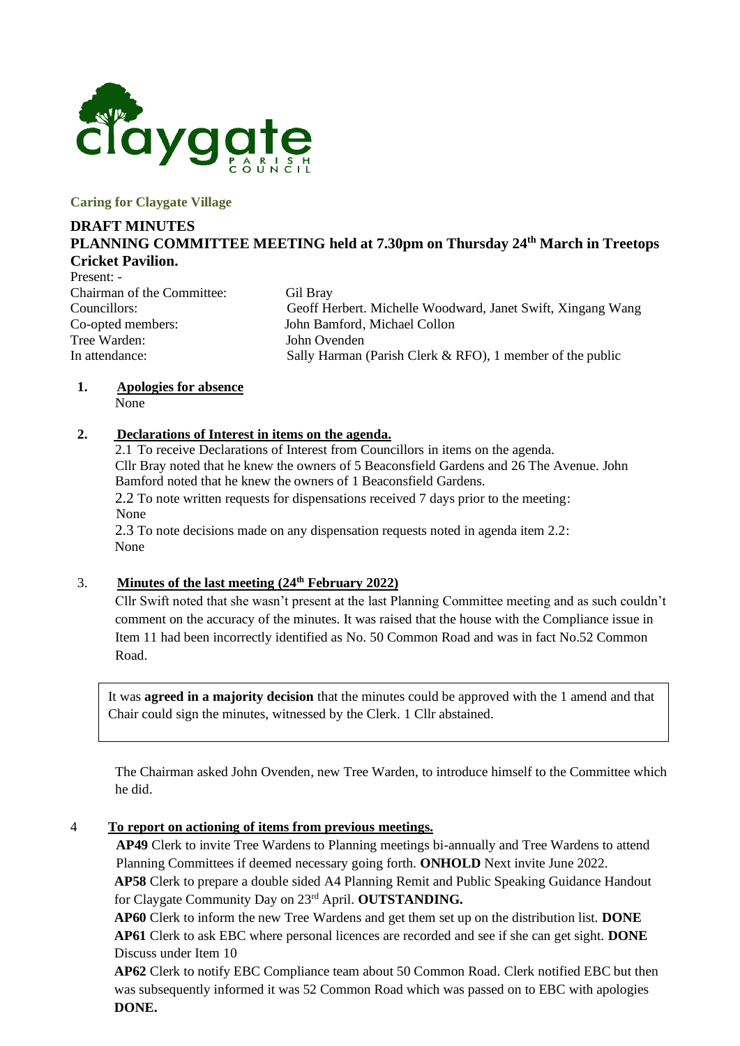claygate PARISH COUNCIL

**Caring for Claygate Village**

# DRAFT MINUTES

## PLANNING COMMITTEE MEETING held at 7.30pm on Thursday 24th March in Treetops Cricket Pavilion.

Present: -

| | |
|---|---|
| Chairman of the Committee: | Gil Bray |
| Councillors: | Geoff Herbert. Michelle Woodward, Janet Swift, Xingang Wang |
| Co-opted members: | John Bamford, Michael Collon |
| Tree Warden: | John Ovenden |
| In attendance: | Sally Harman (Parish Clerk & RFO), 1 member of the public |

**1. Apologies for absence**

None

**2. Declarations of Interest in items on the agenda.**

2.1 To receive Declarations of Interest from Councillors in items on the agenda.
Cllr Bray noted that he knew the owners of 5 Beaconsfield Gardens and 26 The Avenue. John Bamford noted that he knew the owners of 1 Beaconsfield Gardens.

2.2 To note written requests for dispensations received 7 days prior to the meeting:
None

2.3 To note decisions made on any dispensation requests noted in agenda item 2.2:
None

**3. Minutes of the last meeting (24th February 2022)**

Cllr Swift noted that she wasn't present at the last Planning Committee meeting and as such couldn't comment on the accuracy of the minutes. It was raised that the house with the Compliance issue in Item 11 had been incorrectly identified as No. 50 Common Road and was in fact No.52 Common Road.

> It was **agreed in a majority decision** that the minutes could be approved with the 1 amend and that Chair could sign the minutes, witnessed by the Clerk. 1 Cllr abstained.

The Chairman asked John Ovenden, new Tree Warden, to introduce himself to the Committee which he did.

**4 To report on actioning of items from previous meetings.**

**AP49** Clerk to invite Tree Wardens to Planning meetings bi-annually and Tree Wardens to attend Planning Committees if deemed necessary going forth. **ONHOLD** Next invite June 2022.

**AP58** Clerk to prepare a double sided A4 Planning Remit and Public Speaking Guidance Handout for Claygate Community Day on 23rd April. **OUTSTANDING.**

**AP60** Clerk to inform the new Tree Wardens and get them set up on the distribution list. **DONE**

**AP61** Clerk to ask EBC where personal licences are recorded and see if she can get sight. **DONE** Discuss under Item 10

**AP62** Clerk to notify EBC Compliance team about 50 Common Road. Clerk notified EBC but then was subsequently informed it was 52 Common Road which was passed on to EBC with apologies **DONE.**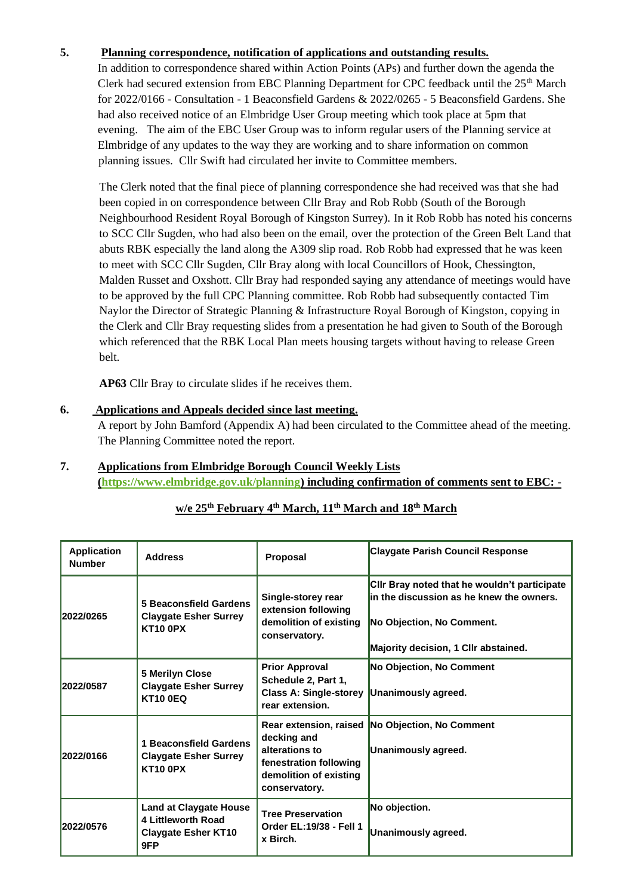## 5. Planning correspondence, notification of applications and outstanding results.

In addition to correspondence shared within Action Points (APs) and further down the agenda the Clerk had secured extension from EBC Planning Department for CPC feedback until the 25th March for 2022/0166 - Consultation - 1 Beaconsfield Gardens & 2022/0265 - 5 Beaconsfield Gardens. She had also received notice of an Elmbridge User Group meeting which took place at 5pm that evening. The aim of the EBC User Group was to inform regular users of the Planning service at Elmbridge of any updates to the way they are working and to share information on common planning issues. Cllr Swift had circulated her invite to Committee members.

The Clerk noted that the final piece of planning correspondence she had received was that she had been copied in on correspondence between Cllr Bray and Rob Robb (South of the Borough Neighbourhood Resident Royal Borough of Kingston Surrey). In it Rob Robb has noted his concerns to SCC Cllr Sugden, who had also been on the email, over the protection of the Green Belt Land that abuts RBK especially the land along the A309 slip road. Rob Robb had expressed that he was keen to meet with SCC Cllr Sugden, Cllr Bray along with local Councillors of Hook, Chessington, Malden Russet and Oxshott. Cllr Bray had responded saying any attendance of meetings would have to be approved by the full CPC Planning committee. Rob Robb had subsequently contacted Tim Naylor the Director of Strategic Planning & Infrastructure Royal Borough of Kingston, copying in the Clerk and Cllr Bray requesting slides from a presentation he had given to South of the Borough which referenced that the RBK Local Plan meets housing targets without having to release Green belt.

**AP63** Cllr Bray to circulate slides if he receives them.

## 6. Applications and Appeals decided since last meeting.

A report by John Bamford (Appendix A) had been circulated to the Committee ahead of the meeting. The Planning Committee noted the report.

## 7. Applications from Elmbridge Borough Council Weekly Lists (https://www.elmbridge.gov.uk/planning) including confirmation of comments sent to EBC: -

**w/e 25th February 4th March, 11th March and 18th March**

| Application Number | Address | Proposal | Claygate Parish Council Response |
|---|---|---|---|
| 2022/0265 | 5 Beaconsfield Gardens Claygate Esher Surrey KT10 0PX | Single-storey rear extension following demolition of existing conservatory. | Cllr Bray noted that he wouldn't participate in the discussion as he knew the owners.<br><br>No Objection, No Comment.<br><br>Majority decision, 1 Cllr abstained. |
| 2022/0587 | 5 Merilyn Close Claygate Esher Surrey KT10 0EQ | Prior Approval Schedule 2, Part 1, Class A: Single-storey rear extension. | No Objection, No Comment<br><br>Unanimously agreed. |
| 2022/0166 | 1 Beaconsfield Gardens Claygate Esher Surrey KT10 0PX | Rear extension, raised decking and alterations to fenestration following demolition of existing conservatory. | No Objection, No Comment<br><br>Unanimously agreed. |
| 2022/0576 | Land at Claygate House 4 Littleworth Road Claygate Esher KT10 9FP | Tree Preservation Order EL:19/38 - Fell 1 x Birch. | No objection.<br><br>Unanimously agreed. |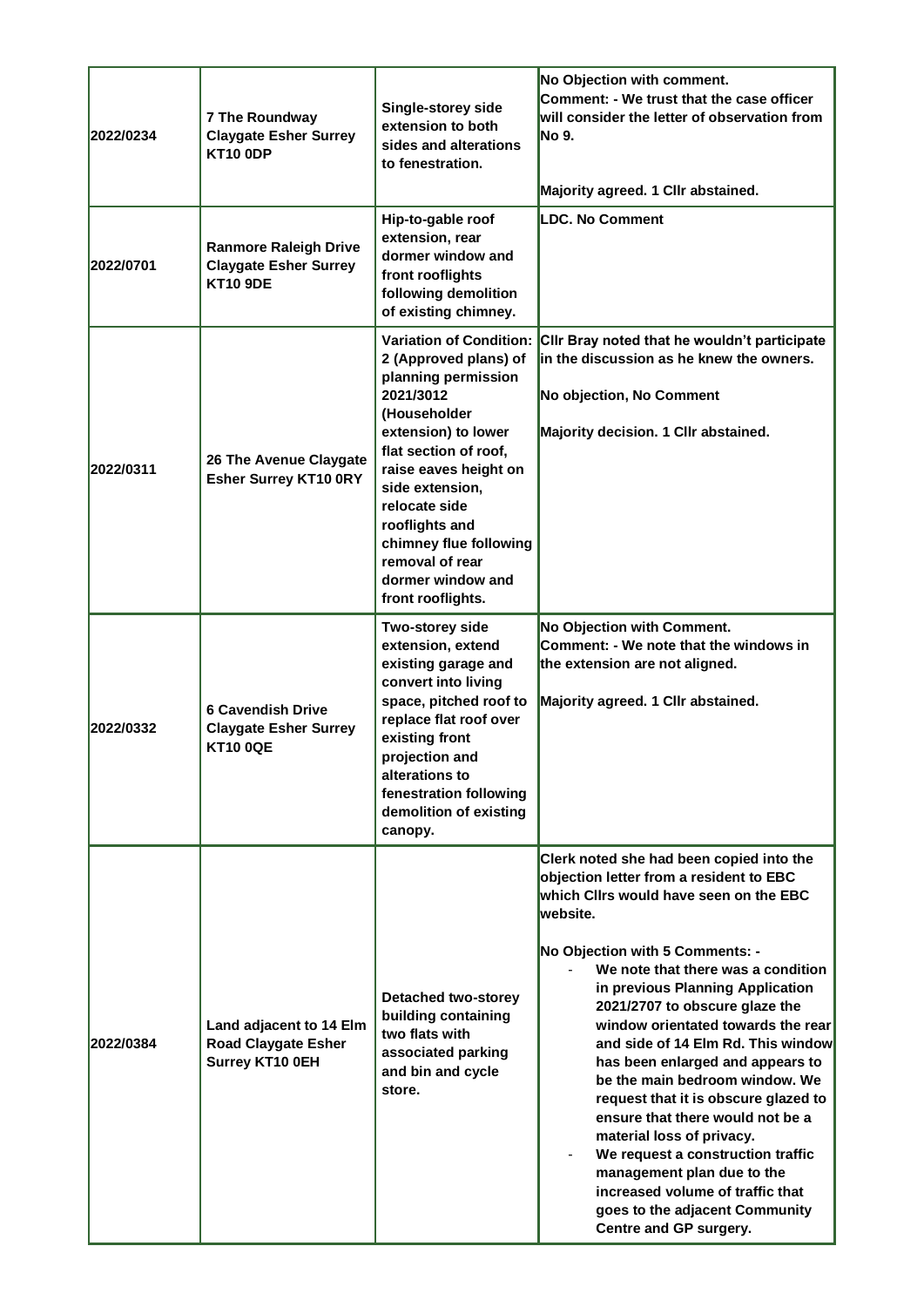| | | | |
|---|---|---|---|
| 2022/0234 | **7 The Roundway Claygate Esher Surrey KT10 0DP** | **Single-storey side extension to both sides and alterations to fenestration.** | **No Objection with comment.**<br>**Comment: - We trust that the case officer will consider the letter of observation from No 9.**<br><br>**Majority agreed. 1 Cllr abstained.** |
| 2022/0701 | **Ranmore Raleigh Drive Claygate Esher Surrey KT10 9DE** | **Hip-to-gable roof extension, rear dormer window and front rooflights following demolition of existing chimney.** | **LDC. No Comment** |
| 2022/0311 | **26 The Avenue Claygate Esher Surrey KT10 0RY** | **Variation of Condition: 2 (Approved plans) of planning permission 2021/3012 (Householder extension) to lower flat section of roof, raise eaves height on side extension, relocate side rooflights and chimney flue following removal of rear dormer window and front rooflights.** | **Cllr Bray noted that he wouldn't participate in the discussion as he knew the owners.**<br><br>**No objection, No Comment**<br><br>**Majority decision. 1 Cllr abstained.** |
| 2022/0332 | **6 Cavendish Drive Claygate Esher Surrey KT10 0QE** | **Two-storey side extension, extend existing garage and convert into living space, pitched roof to replace flat roof over existing front projection and alterations to fenestration following demolition of existing canopy.** | **No Objection with Comment.**<br>**Comment: - We note that the windows in the extension are not aligned.**<br><br>**Majority agreed. 1 Cllr abstained.** |
| 2022/0384 | **Land adjacent to 14 Elm Road Claygate Esher Surrey KT10 0EH** | **Detached two-storey building containing two flats with associated parking and bin and cycle store.** | **Clerk noted she had been copied into the objection letter from a resident to EBC which Cllrs would have seen on the EBC website.**<br><br>**No Objection with 5 Comments: -**<br>- **We note that there was a condition in previous Planning Application 2021/2707 to obscure glaze the window orientated towards the rear and side of 14 Elm Rd. This window has been enlarged and appears to be the main bedroom window. We request that it is obscure glazed to ensure that there would not be a material loss of privacy.**<br>- **We request a construction traffic management plan due to the increased volume of traffic that goes to the adjacent Community Centre and GP surgery.** |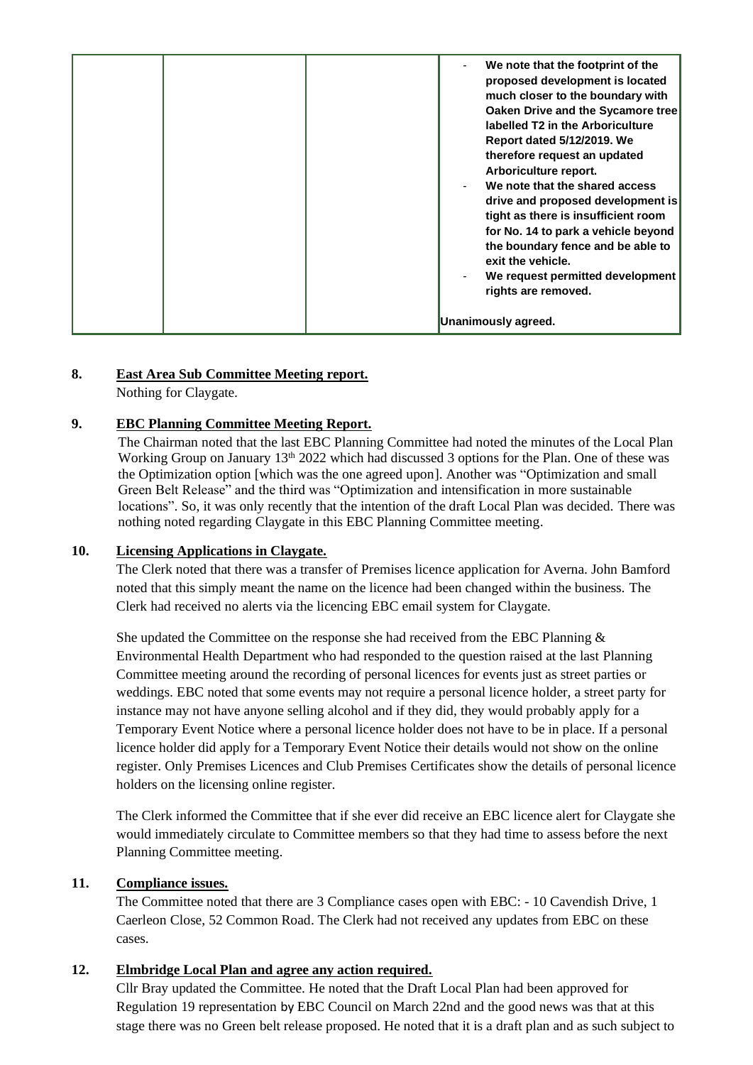|  |  |  | - **We note that the footprint of the proposed development is located much closer to the boundary with Oaken Drive and the Sycamore tree labelled T2 in the Arboriculture Report dated 5/12/2019. We therefore request an updated Arboriculture report.**<br>- **We note that the shared access drive and proposed development is tight as there is insufficient room for No. 14 to park a vehicle beyond the boundary fence and be able to exit the vehicle.**<br>- **We request permitted development rights are removed.**<br><br>**Unanimously agreed.** |
|---|---|---|---|

**8. East Area Sub Committee Meeting report.**

Nothing for Claygate.

**9. EBC Planning Committee Meeting Report.**

The Chairman noted that the last EBC Planning Committee had noted the minutes of the Local Plan Working Group on January 13th 2022 which had discussed 3 options for the Plan. One of these was the Optimization option [which was the one agreed upon]. Another was "Optimization and small Green Belt Release" and the third was "Optimization and intensification in more sustainable locations". So, it was only recently that the intention of the draft Local Plan was decided. There was nothing noted regarding Claygate in this EBC Planning Committee meeting.

**10. Licensing Applications in Claygate.**

The Clerk noted that there was a transfer of Premises licence application for Averna. John Bamford noted that this simply meant the name on the licence had been changed within the business. The Clerk had received no alerts via the licencing EBC email system for Claygate.

She updated the Committee on the response she had received from the EBC Planning & Environmental Health Department who had responded to the question raised at the last Planning Committee meeting around the recording of personal licences for events just as street parties or weddings. EBC noted that some events may not require a personal licence holder, a street party for instance may not have anyone selling alcohol and if they did, they would probably apply for a Temporary Event Notice where a personal licence holder does not have to be in place. If a personal licence holder did apply for a Temporary Event Notice their details would not show on the online register. Only Premises Licences and Club Premises Certificates show the details of personal licence holders on the licensing online register.

The Clerk informed the Committee that if she ever did receive an EBC licence alert for Claygate she would immediately circulate to Committee members so that they had time to assess before the next Planning Committee meeting.

**11. Compliance issues.**

The Committee noted that there are 3 Compliance cases open with EBC: - 10 Cavendish Drive, 1 Caerleon Close, 52 Common Road. The Clerk had not received any updates from EBC on these cases.

**12. Elmbridge Local Plan and agree any action required.**

Cllr Bray updated the Committee. He noted that the Draft Local Plan had been approved for Regulation 19 representation by EBC Council on March 22nd and the good news was that at this stage there was no Green belt release proposed. He noted that it is a draft plan and as such subject to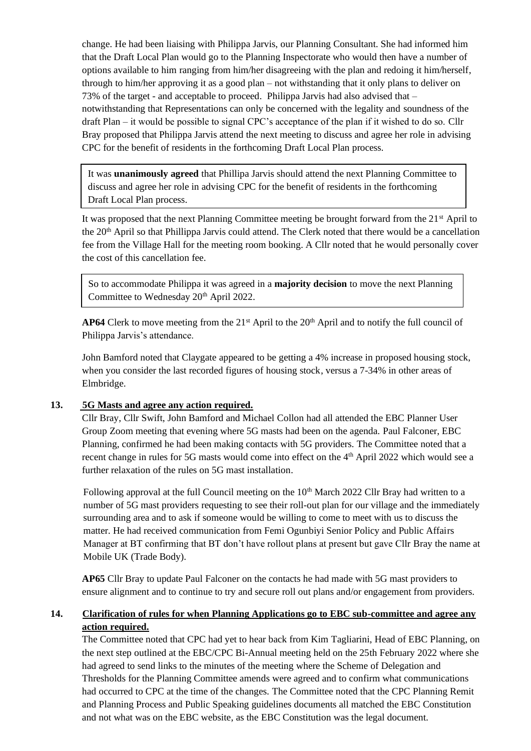change. He had been liaising with Philippa Jarvis, our Planning Consultant. She had informed him that the Draft Local Plan would go to the Planning Inspectorate who would then have a number of options available to him ranging from him/her disagreeing with the plan and redoing it him/herself, through to him/her approving it as a good plan – not withstanding that it only plans to deliver on 73% of the target - and acceptable to proceed. Philippa Jarvis had also advised that – notwithstanding that Representations can only be concerned with the legality and soundness of the draft Plan – it would be possible to signal CPC's acceptance of the plan if it wished to do so. Cllr Bray proposed that Philippa Jarvis attend the next meeting to discuss and agree her role in advising CPC for the benefit of residents in the forthcoming Draft Local Plan process.

It was **unanimously agreed** that Phillipa Jarvis should attend the next Planning Committee to discuss and agree her role in advising CPC for the benefit of residents in the forthcoming Draft Local Plan process.

It was proposed that the next Planning Committee meeting be brought forward from the 21st April to the 20th April so that Phillippa Jarvis could attend. The Clerk noted that there would be a cancellation fee from the Village Hall for the meeting room booking. A Cllr noted that he would personally cover the cost of this cancellation fee.

So to accommodate Philippa it was agreed in a **majority decision** to move the next Planning Committee to Wednesday 20th April 2022.

**AP64** Clerk to move meeting from the 21st April to the 20th April and to notify the full council of Philippa Jarvis's attendance.

John Bamford noted that Claygate appeared to be getting a 4% increase in proposed housing stock, when you consider the last recorded figures of housing stock, versus a 7-34% in other areas of Elmbridge.

## 13. 5G Masts and agree any action required.

Cllr Bray, Cllr Swift, John Bamford and Michael Collon had all attended the EBC Planner User Group Zoom meeting that evening where 5G masts had been on the agenda. Paul Falconer, EBC Planning, confirmed he had been making contacts with 5G providers. The Committee noted that a recent change in rules for 5G masts would come into effect on the 4th April 2022 which would see a further relaxation of the rules on 5G mast installation.

Following approval at the full Council meeting on the 10th March 2022 Cllr Bray had written to a number of 5G mast providers requesting to see their roll-out plan for our village and the immediately surrounding area and to ask if someone would be willing to come to meet with us to discuss the matter. He had received communication from Femi Ogunbiyi Senior Policy and Public Affairs Manager at BT confirming that BT don't have rollout plans at present but gave Cllr Bray the name at Mobile UK (Trade Body).

**AP65** Cllr Bray to update Paul Falconer on the contacts he had made with 5G mast providers to ensure alignment and to continue to try and secure roll out plans and/or engagement from providers.

## 14. Clarification of rules for when Planning Applications go to EBC sub-committee and agree any action required.

The Committee noted that CPC had yet to hear back from Kim Tagliarini, Head of EBC Planning, on the next step outlined at the EBC/CPC Bi-Annual meeting held on the 25th February 2022 where she had agreed to send links to the minutes of the meeting where the Scheme of Delegation and Thresholds for the Planning Committee amends were agreed and to confirm what communications had occurred to CPC at the time of the changes. The Committee noted that the CPC Planning Remit and Planning Process and Public Speaking guidelines documents all matched the EBC Constitution and not what was on the EBC website, as the EBC Constitution was the legal document.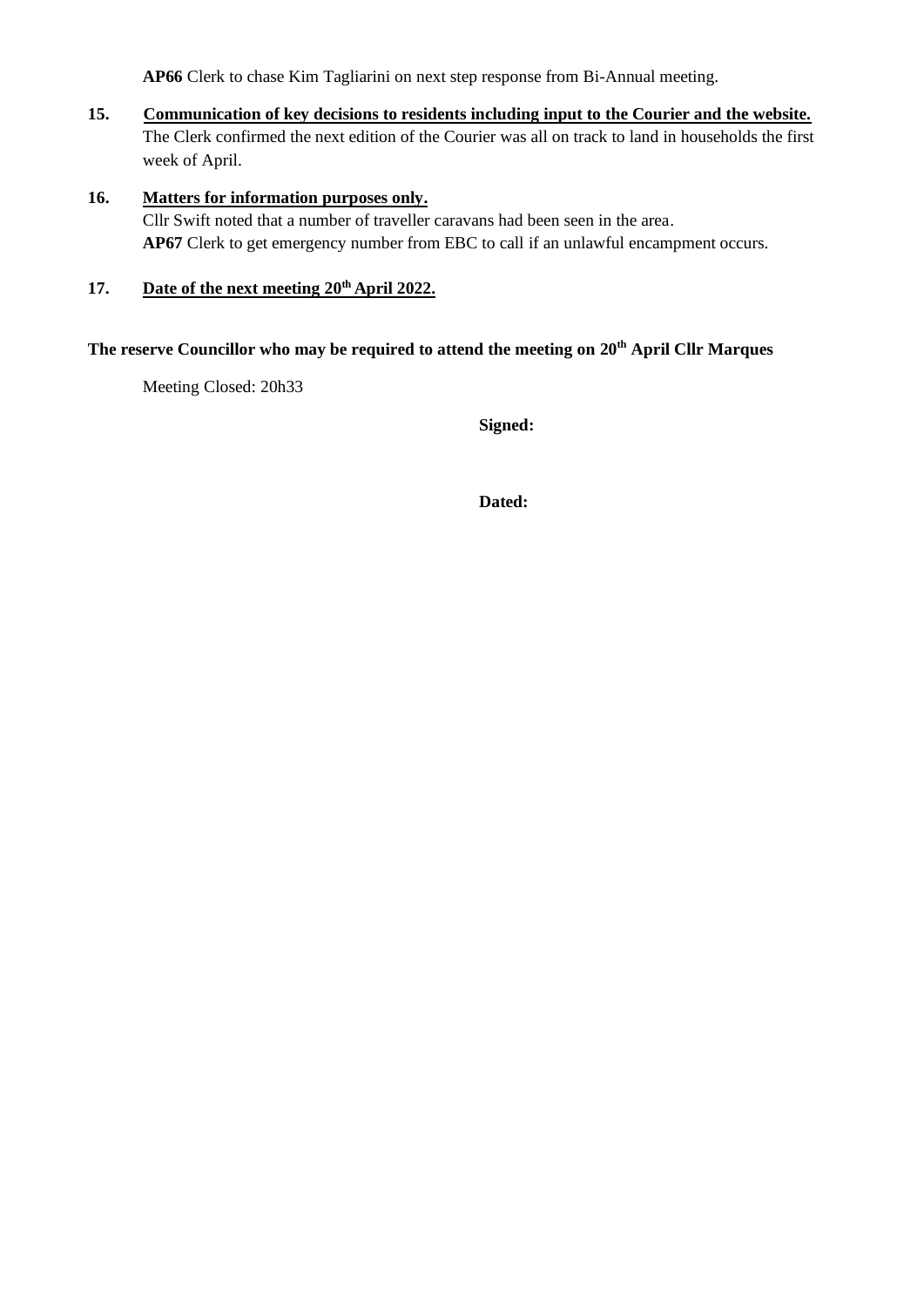**AP66** Clerk to chase Kim Tagliarini on next step response from Bi-Annual meeting.

**15. Communication of key decisions to residents including input to the Courier and the website.**

The Clerk confirmed the next edition of the Courier was all on track to land in households the first week of April.

**16. Matters for information purposes only.**

Cllr Swift noted that a number of traveller caravans had been seen in the area.

**AP67** Clerk to get emergency number from EBC to call if an unlawful encampment occurs.

**17. Date of the next meeting 20th April 2022.**

**The reserve Councillor who may be required to attend the meeting on 20th April Cllr Marques**

Meeting Closed: 20h33

**Signed:**

**Dated:**